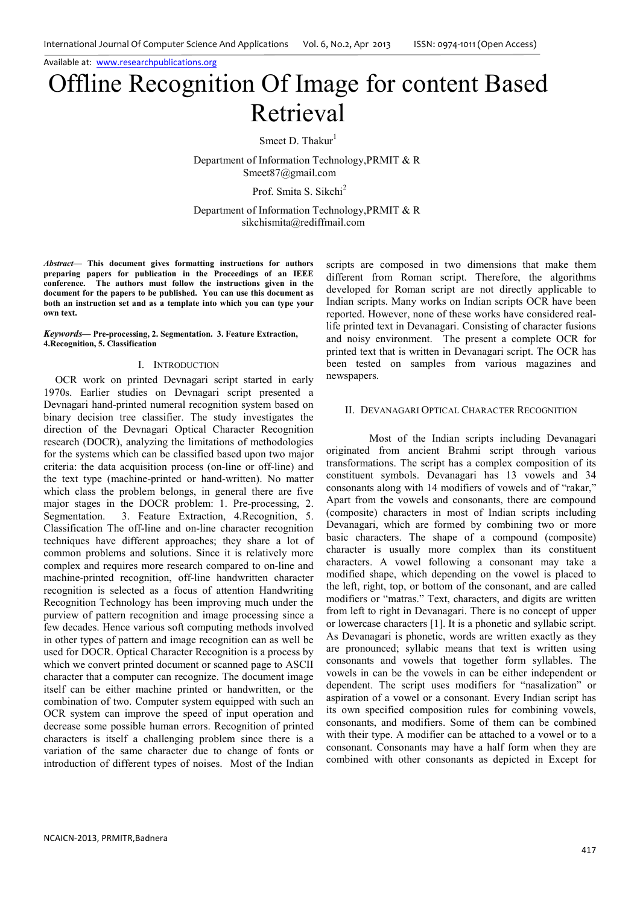Available at: www.researchpublications.org

# Offline Recognition Of Image for content Based Retrieval

Smeet D. Thakur[1]

Department of Information Technology,PRMIT & R
Smeet87@gmail.com

Prof. Smita S. Sikchi[2]

Department of Information Technology,PRMIT & R
sikchismita@rediffmail.com

***Abstract*— This document gives formatting instructions for authors preparing papers for publication in the Proceedings of an IEEE conference. The authors must follow the instructions given in the document for the papers to be published. You can use this document as both an instruction set and as a template into which you can type your own text.**

***Keywords*— Pre-processing, 2. Segmentation. 3. Feature Extraction, 4.Recognition, 5. Classification**

## I. Introduction

OCR work on printed Devnagari script started in early 1970s. Earlier studies on Devnagari script presented a Devnagari hand-printed numeral recognition system based on binary decision tree classifier. The study investigates the direction of the Devnagari Optical Character Recognition research (DOCR), analyzing the limitations of methodologies for the systems which can be classified based upon two major criteria: the data acquisition process (on-line or off-line) and the text type (machine-printed or hand-written). No matter which class the problem belongs, in general there are five major stages in the DOCR problem: 1. Pre-processing, 2. Segmentation. 3. Feature Extraction, 4.Recognition, 5. Classification The off-line and on-line character recognition techniques have different approaches; they share a lot of common problems and solutions. Since it is relatively more complex and requires more research compared to on-line and machine-printed recognition, off-line handwritten character recognition is selected as a focus of attention Handwriting Recognition Technology has been improving much under the purview of pattern recognition and image processing since a few decades. Hence various soft computing methods involved in other types of pattern and image recognition can as well be used for DOCR. Optical Character Recognition is a process by which we convert printed document or scanned page to ASCII character that a computer can recognize. The document image itself can be either machine printed or handwritten, or the combination of two. Computer system equipped with such an OCR system can improve the speed of input operation and decrease some possible human errors. Recognition of printed characters is itself a challenging problem since there is a variation of the same character due to change of fonts or introduction of different types of noises. Most of the Indian scripts are composed in two dimensions that make them different from Roman script. Therefore, the algorithms developed for Roman script are not directly applicable to Indian scripts. Many works on Indian scripts OCR have been reported. However, none of these works have considered real-life printed text in Devanagari. Consisting of character fusions and noisy environment. The present a complete OCR for printed text that is written in Devanagari script. The OCR has been tested on samples from various magazines and newspapers.

## II. Devanagari Optical Character Recognition

Most of the Indian scripts including Devanagari originated from ancient Brahmi script through various transformations. The script has a complex composition of its constituent symbols. Devanagari has 13 vowels and 34 consonants along with 14 modifiers of vowels and of "rakar," Apart from the vowels and consonants, there are compound (composite) characters in most of Indian scripts including Devanagari, which are formed by combining two or more basic characters. The shape of a compound (composite) character is usually more complex than its constituent characters. A vowel following a consonant may take a modified shape, which depending on the vowel is placed to the left, right, top, or bottom of the consonant, and are called modifiers or "matras." Text, characters, and digits are written from left to right in Devanagari. There is no concept of upper or lowercase characters [1]. It is a phonetic and syllabic script. As Devanagari is phonetic, words are written exactly as they are pronounced; syllabic means that text is written using consonants and vowels that together form syllables. The vowels in can be the vowels in can be either independent or dependent. The script uses modifiers for "nasalization" or aspiration of a vowel or a consonant. Every Indian script has its own specified composition rules for combining vowels, consonants, and modifiers. Some of them can be combined with their type. A modifier can be attached to a vowel or to a consonant. Consonants may have a half form when they are combined with other consonants as depicted in Except for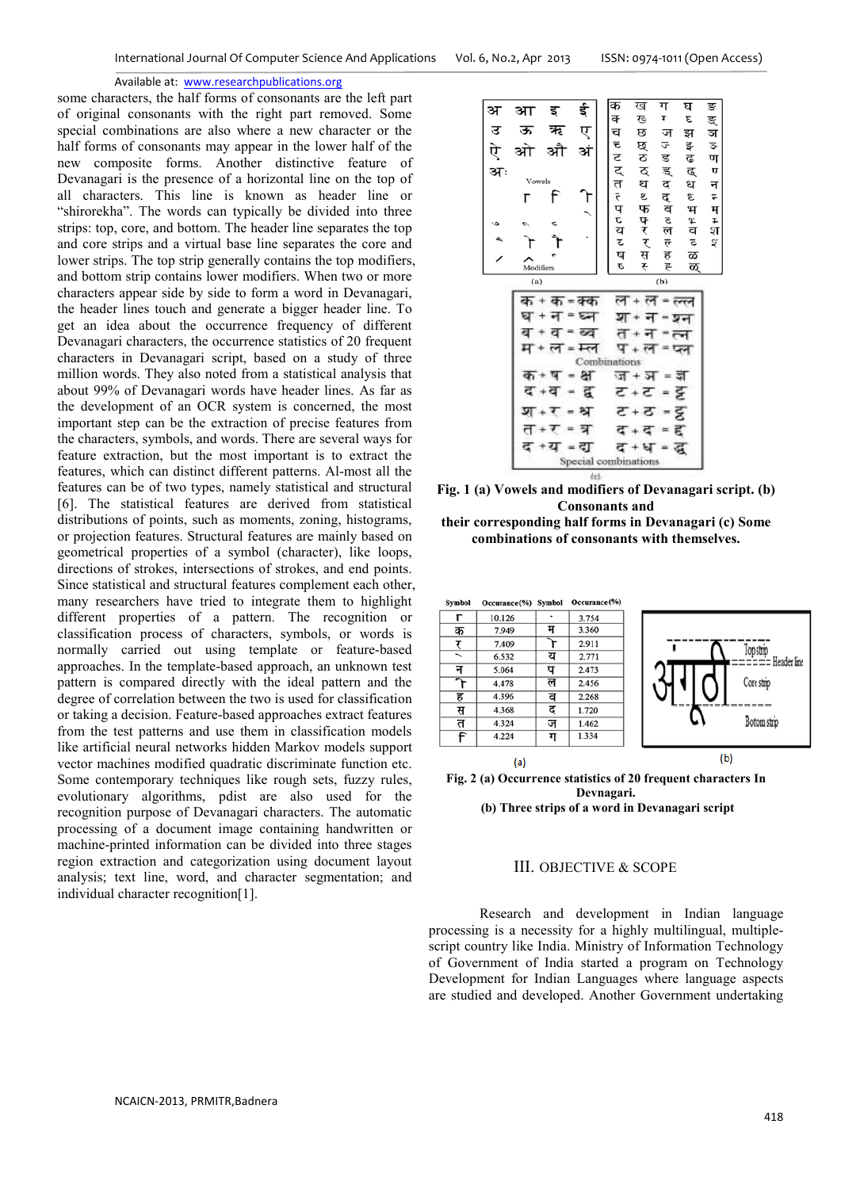some characters, the half forms of consonants are the left part of original consonants with the right part removed. Some special combinations are also where a new character or the half forms of consonants may appear in the lower half of the new composite forms. Another distinctive feature of Devanagari is the presence of a horizontal line on the top of all characters. This line is known as header line or "shirorekha". The words can typically be divided into three strips: top, core, and bottom. The header line separates the top and core strips and a virtual base line separates the core and lower strips. The top strip generally contains the top modifiers, and bottom strip contains lower modifiers. When two or more characters appear side by side to form a word in Devanagari, the header lines touch and generate a bigger header line. To get an idea about the occurrence frequency of different Devanagari characters, the occurrence statistics of 20 frequent characters in Devanagari script, based on a study of three million words. They also noted from a statistical analysis that about 99% of Devanagari words have header lines. As far as the development of an OCR system is concerned, the most important step can be the extraction of precise features from the characters, symbols, and words. There are several ways for feature extraction, but the most important is to extract the features, which can distinct different patterns. Al-most all the features can be of two types, namely statistical and structural [6]. The statistical features are derived from statistical distributions of points, such as moments, zoning, histograms, or projection features. Structural features are mainly based on geometrical properties of a symbol (character), like loops, directions of strokes, intersections of strokes, and end points. Since statistical and structural features complement each other, many researchers have tried to integrate them to highlight different properties of a pattern. The recognition or classification process of characters, symbols, or words is normally carried out using template or feature-based approaches. In the template-based approach, an unknown test pattern is compared directly with the ideal pattern and the degree of correlation between the two is used for classification or taking a decision. Feature-based approaches extract features from the test patterns and use them in classification models like artificial neural networks hidden Markov models support vector machines modified quadratic discriminate function etc. Some contemporary techniques like rough sets, fuzzy rules, evolutionary algorithms, pdist are also used for the recognition purpose of Devanagari characters. The automatic processing of a document image containing handwritten or machine-printed information can be divided into three stages region extraction and categorization using document layout analysis; text line, word, and character segmentation; and individual character recognition[1].

**Fig. 1 (a) Vowels and modifiers of Devanagari script. (b) Consonants and their corresponding half forms in Devanagari (c) Some combinations of consonants with themselves.**

| Symbol | Occurance(%) | Symbol | Occurance(%) |
|---|---|---|---|
| ा | 10.126 | ं | 3.754 |
| क | 7.949 | म | 3.360 |
| र | 7.409 | ो | 2.911 |
| े | 6.532 | य | 2.771 |
| न | 5.064 | प | 2.473 |
| ी | 4.478 | ल | 2.456 |
| ह | 4.396 | व | 2.268 |
| स | 4.368 | द | 1.720 |
| त | 4.324 | ज | 1.462 |
| ि | 4.224 | ग | 1.334 |

**Fig. 2 (a) Occurrence statistics of 20 frequent characters In Devnagari.**
**(b) Three strips of a word in Devanagari script**

## III. OBJECTIVE & SCOPE

Research and development in Indian language processing is a necessity for a highly multilingual, multiple-script country like India. Ministry of Information Technology of Government of India started a program on Technology Development for Indian Languages where language aspects are studied and developed. Another Government undertaking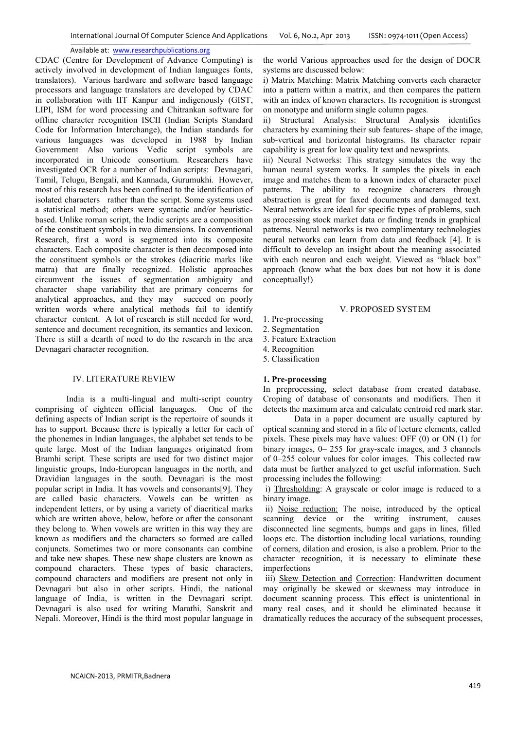CDAC (Centre for Development of Advance Computing) is actively involved in development of Indian languages fonts, translators). Various hardware and software based language processors and language translators are developed by CDAC in collaboration with IIT Kanpur and indigenously (GIST, LIPI, ISM for word processing and Chitrankan software for offline character recognition ISCII (Indian Scripts Standard Code for Information Interchange), the Indian standards for various languages was developed in 1988 by Indian Government Also various Vedic script symbols are incorporated in Unicode consortium. Researchers have investigated OCR for a number of Indian scripts: Devnagari, Tamil, Telugu, Bengali, and Kannada, Gurumukhi. However, most of this research has been confined to the identification of isolated characters rather than the script. Some systems used a statistical method; others were syntactic and/or heuristic-based. Unlike roman script, the Indic scripts are a composition of the constituent symbols in two dimensions. In conventional Research, first a word is segmented into its composite characters. Each composite character is then decomposed into the constituent symbols or the strokes (diacritic marks like matra) that are finally recognized. Holistic approaches circumvent the issues of segmentation ambiguity and character shape variability that are primary concerns for analytical approaches, and they may succeed on poorly written words where analytical methods fail to identify character content. A lot of research is still needed for word, sentence and document recognition, its semantics and lexicon. There is still a dearth of need to do the research in the area Devnagari character recognition.

## IV. LITERATURE REVIEW

India is a multi-lingual and multi-script country comprising of eighteen official languages. One of the defining aspects of Indian script is the repertoire of sounds it has to support. Because there is typically a letter for each of the phonemes in Indian languages, the alphabet set tends to be quite large. Most of the Indian languages originated from Bramhi script. These scripts are used for two distinct major linguistic groups, Indo-European languages in the north, and Dravidian languages in the south. Devnagari is the most popular script in India. It has vowels and consonants[9]. They are called basic characters. Vowels can be written as independent letters, or by using a variety of diacritical marks which are written above, below, before or after the consonant they belong to. When vowels are written in this way they are known as modifiers and the characters so formed are called conjuncts. Sometimes two or more consonants can combine and take new shapes. These new shape clusters are known as compound characters. These types of basic characters, compound characters and modifiers are present not only in Devnagari but also in other scripts. Hindi, the national language of India, is written in the Devnagari script. Devnagari is also used for writing Marathi, Sanskrit and Nepali. Moreover, Hindi is the third most popular language in the world Various approaches used for the design of DOCR systems are discussed below:

i) Matrix Matching: Matrix Matching converts each character into a pattern within a matrix, and then compares the pattern with an index of known characters. Its recognition is strongest on monotype and uniform single column pages.

ii) Structural Analysis: Structural Analysis identifies characters by examining their sub features- shape of the image, sub-vertical and horizontal histograms. Its character repair capability is great for low quality text and newsprints.

iii) Neural Networks: This strategy simulates the way the human neural system works. It samples the pixels in each image and matches them to a known index of character pixel patterns. The ability to recognize characters through abstraction is great for faxed documents and damaged text. Neural networks are ideal for specific types of problems, such as processing stock market data or finding trends in graphical patterns. Neural networks is two complimentary technologies neural networks can learn from data and feedback [4]. It is difficult to develop an insight about the meaning associated with each neuron and each weight. Viewed as "black box" approach (know what the box does but not how it is done conceptually!)

## V. PROPOSED SYSTEM

1. Pre-processing
2. Segmentation
3. Feature Extraction
4. Recognition
5. Classification

### 1. Pre-processing

In preprocessing, select database from created database. Croping of database of consonants and modifiers. Then it detects the maximum area and calculate centroid red mark star.

Data in a paper document are usually captured by optical scanning and stored in a file of lecture elements, called pixels. These pixels may have values: OFF (0) or ON (1) for binary images, 0– 255 for gray-scale images, and 3 channels of 0–255 colour values for color images. This collected raw data must be further analyzed to get useful information. Such processing includes the following:

i) Thresholding: A grayscale or color image is reduced to a binary image.

ii) Noise reduction: The noise, introduced by the optical scanning device or the writing instrument, causes disconnected line segments, bumps and gaps in lines, filled loops etc. The distortion including local variations, rounding of corners, dilation and erosion, is also a problem. Prior to the character recognition, it is necessary to eliminate these imperfections

iii) Skew Detection and Correction: Handwritten document may originally be skewed or skewness may introduce in document scanning process. This effect is unintentional in many real cases, and it should be eliminated because it dramatically reduces the accuracy of the subsequent processes,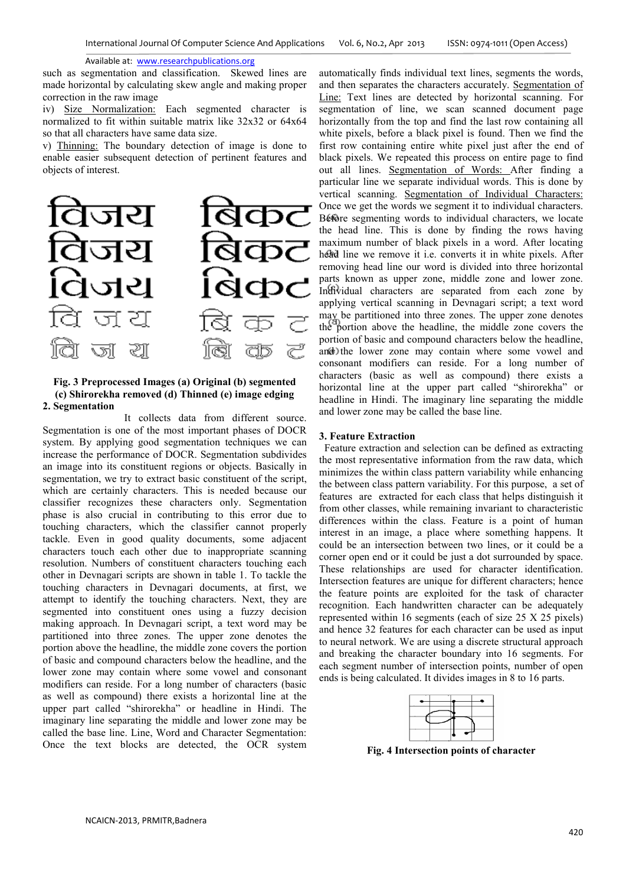such as segmentation and classification. Skewed lines are made horizontal by calculating skew angle and making proper correction in the raw image

iv) Size Normalization: Each segmented character is normalized to fit within suitable matrix like 32x32 or 64x64 so that all characters have same data size.

v) Thinning: The boundary detection of image is done to enable easier subsequent detection of pertinent features and objects of interest.

**Fig. 3 Preprocessed Images (a) Original (b) segmented (c) Shirorekha removed (d) Thinned (e) image edging**

**2. Segmentation**

It collects data from different source. Segmentation is one of the most important phases of DOCR system. By applying good segmentation techniques we can increase the performance of DOCR. Segmentation subdivides an image into its constituent regions or objects. Basically in segmentation, we try to extract basic constituent of the script, which are certainly characters. This is needed because our classifier recognizes these characters only. Segmentation phase is also crucial in contributing to this error due to touching characters, which the classifier cannot properly tackle. Even in good quality documents, some adjacent characters touch each other due to inappropriate scanning resolution. Numbers of constituent characters touching each other in Devnagari scripts are shown in table 1. To tackle the touching characters in Devnagari documents, at first, we attempt to identify the touching characters. Next, they are segmented into constituent ones using a fuzzy decision making approach. In Devnagari script, a text word may be partitioned into three zones. The upper zone denotes the portion above the headline, the middle zone covers the portion of basic and compound characters below the headline, and the lower zone may contain where some vowel and consonant modifiers can reside. For a long number of characters (basic as well as compound) there exists a horizontal line at the upper part called "shirorekha" or headline in Hindi. The imaginary line separating the middle and lower zone may be called the base line. Line, Word and Character Segmentation: Once the text blocks are detected, the OCR system automatically finds individual text lines, segments the words, and then separates the characters accurately. Segmentation of Line: Text lines are detected by horizontal scanning. For segmentation of line, we scan scanned document page horizontally from the top and find the last row containing all white pixels, before a black pixel is found. Then we find the first row containing entire white pixel just after the end of black pixels. We repeated this process on entire page to find out all lines. Segmentation of Words: After finding a particular line we separate individual words. This is done by vertical scanning. Segmentation of Individual Characters: Once we get the words we segment it to individual characters. Before segmenting words to individual characters, we locate the head line. This is done by finding the rows having maximum number of black pixels in a word. After locating head line we remove it i.e. converts it in white pixels. After removing head line our word is divided into three horizontal parts known as upper zone, middle zone and lower zone. Individual characters are separated from each zone by applying vertical scanning in Devnagari script; a text word may be partitioned into three zones. The upper zone denotes the portion above the headline, the middle zone covers the portion of basic and compound characters below the headline, and the lower zone may contain where some vowel and consonant modifiers can reside. For a long number of characters (basic as well as compound) there exists a horizontal line at the upper part called "shirorekha" or headline in Hindi. The imaginary line separating the middle and lower zone may be called the base line.

**3. Feature Extraction**

Feature extraction and selection can be defined as extracting the most representative information from the raw data, which minimizes the within class pattern variability while enhancing the between class pattern variability. For this purpose, a set of features are extracted for each class that helps distinguish it from other classes, while remaining invariant to characteristic differences within the class. Feature is a point of human interest in an image, a place where something happens. It could be an intersection between two lines, or it could be a corner open end or it could be just a dot surrounded by space. These relationships are used for character identification. Intersection features are unique for different characters; hence the feature points are exploited for the task of character recognition. Each handwritten character can be adequately represented within 16 segments (each of size 25 X 25 pixels) and hence 32 features for each character can be used as input to neural network. We are using a discrete structural approach and breaking the character boundary into 16 segments. For each segment number of intersection points, number of open ends is being calculated. It divides images in 8 to 16 parts.

**Fig. 4 Intersection points of character**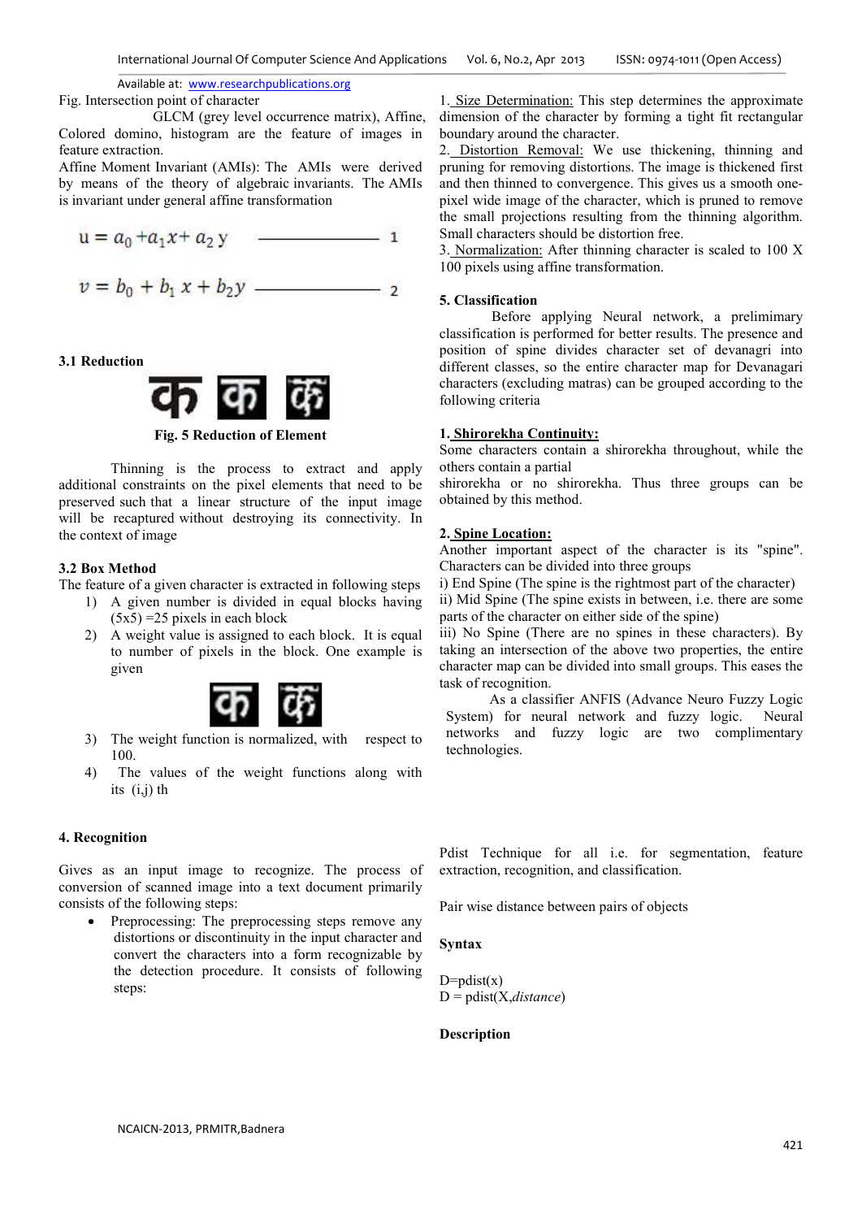Fig. Intersection point of character

GLCM (grey level occurrence matrix), Affine, Colored domino, histogram are the feature of images in feature extraction.

Affine Moment Invariant (AMIs): The AMIs were derived by means of the theory of algebraic invariants. The AMIs is invariant under general affine transformation

$$u = a_0 + a_1 x + a_2 y \quad \text{——— } 1$$

$$v = b_0 + b_1 x + b_2 y \quad \text{——— } 2$$

### 3.1 Reduction

**Fig. 5 Reduction of Element**

Thinning is the process to extract and apply additional constraints on the pixel elements that need to be preserved such that a linear structure of the input image will be recaptured without destroying its connectivity. In the context of image

### 3.2 Box Method

The feature of a given character is extracted in following steps

1) A given number is divided in equal blocks having (5x5) =25 pixels in each block
2) A weight value is assigned to each block. It is equal to number of pixels in the block. One example is given
3) The weight function is normalized, with respect to 100.
4) The values of the weight functions along with its (i,j) th

## 4. Recognition

Gives as an input image to recognize. The process of conversion of scanned image into a text document primarily consists of the following steps:

- Preprocessing: The preprocessing steps remove any distortions or discontinuity in the input character and convert the characters into a form recognizable by the detection procedure. It consists of following steps:

1. <u>Size Determination:</u> This step determines the approximate dimension of the character by forming a tight fit rectangular boundary around the character.
2. <u>Distortion Removal:</u> We use thickening, thinning and pruning for removing distortions. The image is thickened first and then thinned to convergence. This gives us a smooth one-pixel wide image of the character, which is pruned to remove the small projections resulting from the thinning algorithm. Small characters should be distortion free.
3. <u>Normalization:</u> After thinning character is scaled to 100 X 100 pixels using affine transformation.

## 5. Classification

Before applying Neural network, a prelimimary classification is performed for better results. The presence and position of spine divides character set of devanagri into different classes, so the entire character map for Devanagari characters (excluding matras) can be grouped according to the following criteria

**1. <u>Shirorekha Continuity:</u>**

Some characters contain a shirorekha throughout, while the others contain a partial shirorekha or no shirorekha. Thus three groups can be obtained by this method.

**2. <u>Spine Location:</u>**

Another important aspect of the character is its "spine". Characters can be divided into three groups

i) End Spine (The spine is the rightmost part of the character)
ii) Mid Spine (The spine exists in between, i.e. there are some parts of the character on either side of the spine)
iii) No Spine (There are no spines in these characters). By taking an intersection of the above two properties, the entire character map can be divided into small groups. This eases the task of recognition.

As a classifier ANFIS (Advance Neuro Fuzzy Logic System) for neural network and fuzzy logic. Neural networks and fuzzy logic are two complimentary technologies.

Pdist Technique for all i.e. for segmentation, feature extraction, recognition, and classification.

Pair wise distance between pairs of objects

**Syntax**

D=pdist(x)
D = pdist(X,*distance*)

**Description**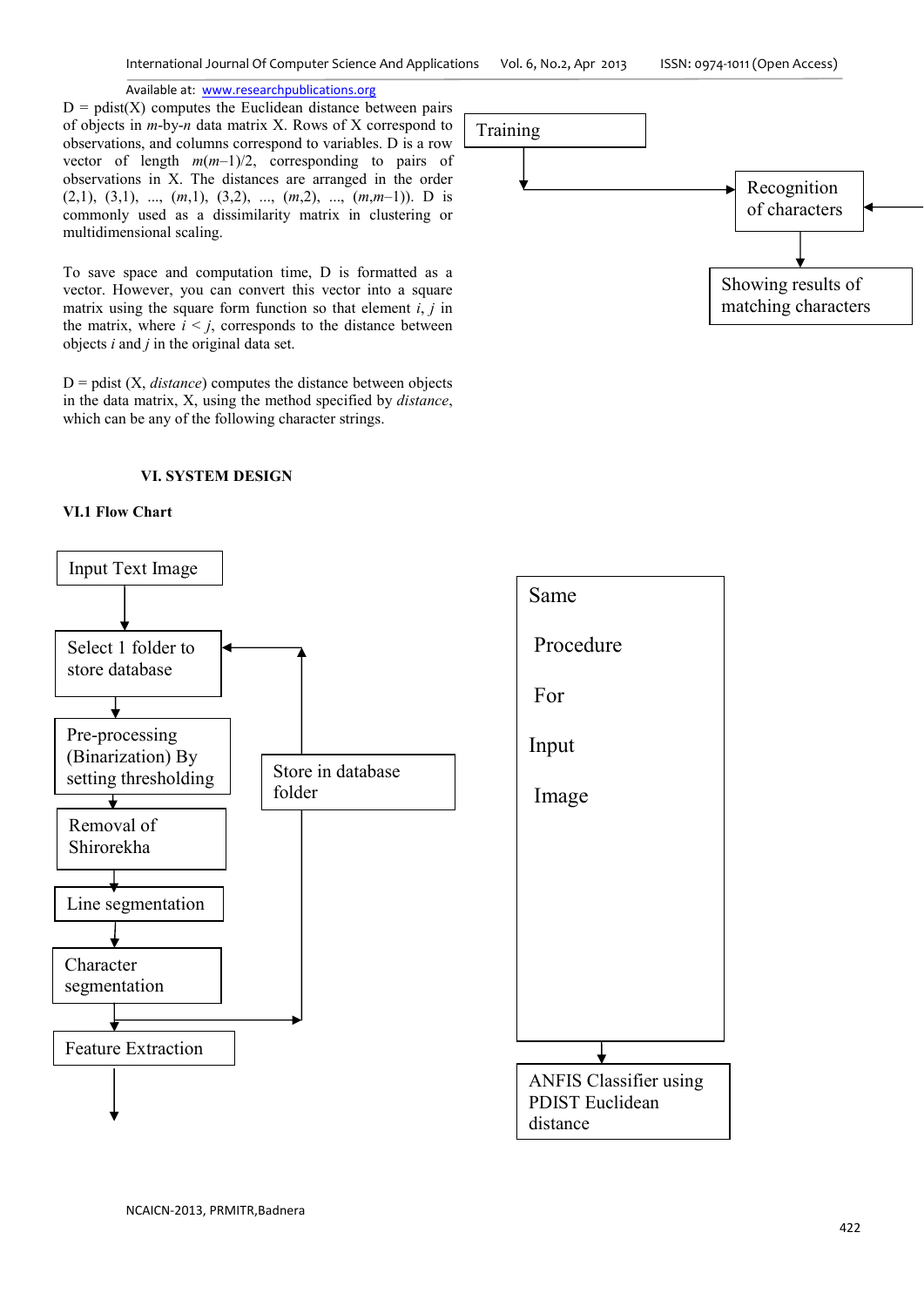D = pdist(X) computes the Euclidean distance between pairs of objects in *m*-by-*n* data matrix X. Rows of X correspond to observations, and columns correspond to variables. D is a row vector of length $m(m-1)/2$, corresponding to pairs of observations in X. The distances are arranged in the order (2,1), (3,1), ..., (*m*,1), (3,2), ..., (*m*,2), ..., (*m*,*m*–1)). D is commonly used as a dissimilarity matrix in clustering or multidimensional scaling.

To save space and computation time, D is formatted as a vector. However, you can convert this vector into a square matrix using the square form function so that element *i*, *j* in the matrix, where $i < j$, corresponds to the distance between objects *i* and *j* in the original data set.

D = pdist (X, *distance*) computes the distance between objects in the data matrix, X, using the method specified by *distance*, which can be any of the following character strings.

## VI. SYSTEM DESIGN

### VI.1 Flow Chart

Input Text Image → Select 1 folder to store database → Pre-processing (Binarization) By setting thresholding → Removal of Shirorekha → Line segmentation → Character segmentation → Feature Extraction

Character segmentation → Store in database folder → Select 1 folder to store database

Same Procedure For Input Image → ANFIS Classifier using PDIST Euclidean distance

Training → Recognition of characters → Showing results of matching characters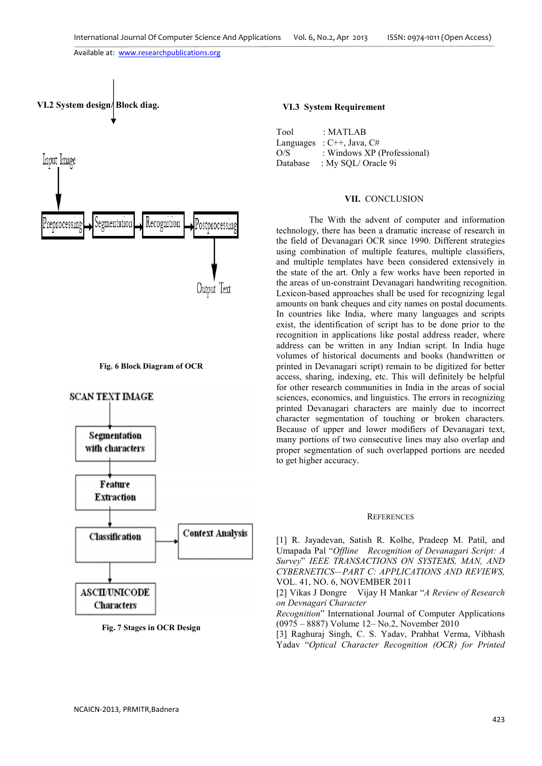### VI.2 System design/ Block diag.

Input Image → Preprocessing → Segmentation → Recognition → Postprocessing → Output Text

Fig. 6 Block Diagram of OCR

SCAN TEXT IMAGE → Segmentation with characters → Feature Extraction → Classification → ASCII/UNICODE Characters

Classification → Context Analysis

Fig. 7 Stages in OCR Design

### VI.3 System Requirement

Tool : MATLAB
Languages : C++, Java, C#
O/S : Windows XP (Professional)
Database : My SQL/ Oracle 9i

## VII. CONCLUSION

The With the advent of computer and information technology, there has been a dramatic increase of research in the field of Devanagari OCR since 1990. Different strategies using combination of multiple features, multiple classifiers, and multiple templates have been considered extensively in the state of the art. Only a few works have been reported in the areas of un-constraint Devanagari handwriting recognition. Lexicon-based approaches shall be used for recognizing legal amounts on bank cheques and city names on postal documents. In countries like India, where many languages and scripts exist, the identification of script has to be done prior to the recognition in applications like postal address reader, where address can be written in any Indian script. In India huge volumes of historical documents and books (handwritten or printed in Devanagari script) remain to be digitized for better access, sharing, indexing, etc. This will definitely be helpful for other research communities in India in the areas of social sciences, economics, and linguistics. The errors in recognizing printed Devanagari characters are mainly due to incorrect character segmentation of touching or broken characters. Because of upper and lower modifiers of Devanagari text, many portions of two consecutive lines may also overlap and proper segmentation of such overlapped portions are needed to get higher accuracy.

## REFERENCES

[1] R. Jayadevan, Satish R. Kolhe, Pradeep M. Patil, and Umapada Pal "*Offline Recognition of Devanagari Script: A Survey*" *IEEE TRANSACTIONS ON SYSTEMS, MAN, AND CYBERNETICS—PART C: APPLICATIONS AND REVIEWS,* VOL. 41, NO. 6, NOVEMBER 2011

[2] Vikas J Dongre Vijay H Mankar "*A Review of Research on Devnagari Character Recognition*" International Journal of Computer Applications (0975 – 8887) Volume 12– No.2, November 2010

[3] Raghuraj Singh, C. S. Yadav, Prabhat Verma, Vibhash Yadav "*Optical Character Recognition (OCR) for Printed*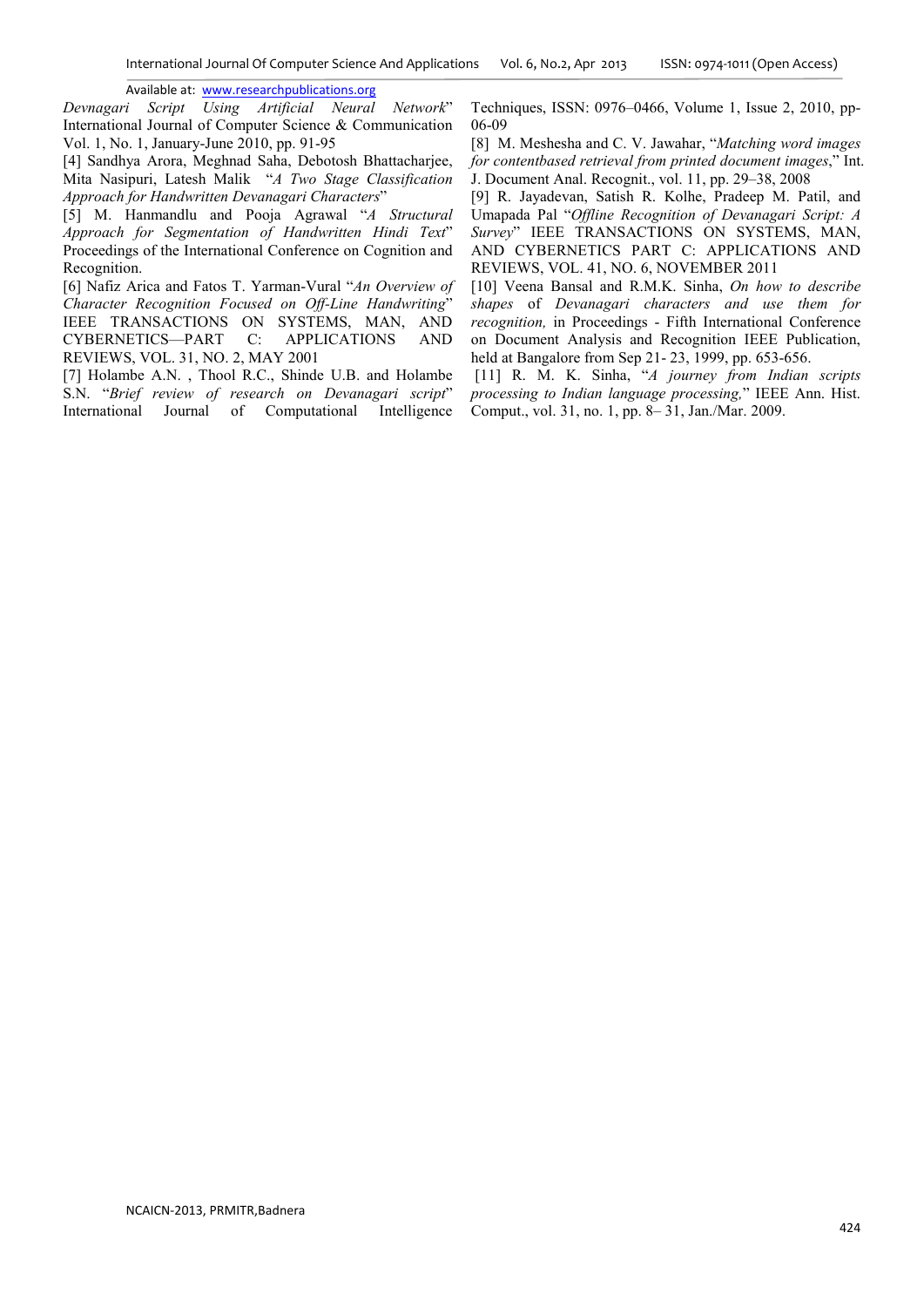*Devnagari Script Using Artificial Neural Network*" International Journal of Computer Science & Communication Vol. 1, No. 1, January-June 2010, pp. 91-95

[4] Sandhya Arora, Meghnad Saha, Debotosh Bhattacharjee, Mita Nasipuri, Latesh Malik "*A Two Stage Classification Approach for Handwritten Devanagari Characters*"

[5] M. Hanmandlu and Pooja Agrawal "*A Structural Approach for Segmentation of Handwritten Hindi Text*" Proceedings of the International Conference on Cognition and Recognition.

[6] Nafiz Arica and Fatos T. Yarman-Vural "*An Overview of Character Recognition Focused on Off-Line Handwriting*" IEEE TRANSACTIONS ON SYSTEMS, MAN, AND CYBERNETICS—PART C: APPLICATIONS AND REVIEWS, VOL. 31, NO. 2, MAY 2001

[7] Holambe A.N. , Thool R.C., Shinde U.B. and Holambe S.N. "*Brief review of research on Devanagari script*" International Journal of Computational Intelligence Techniques, ISSN: 0976–0466, Volume 1, Issue 2, 2010, pp-06-09

[8] M. Meshesha and C. V. Jawahar, "*Matching word images for contentbased retrieval from printed document images*," Int. J. Document Anal. Recognit., vol. 11, pp. 29–38, 2008

[9] R. Jayadevan, Satish R. Kolhe, Pradeep M. Patil, and Umapada Pal "*Offline Recognition of Devanagari Script: A Survey*" IEEE TRANSACTIONS ON SYSTEMS, MAN, AND CYBERNETICS PART C: APPLICATIONS AND REVIEWS, VOL. 41, NO. 6, NOVEMBER 2011

[10] Veena Bansal and R.M.K. Sinha, *On how to describe shapes of Devanagari characters and use them for recognition,* in Proceedings - Fifth International Conference on Document Analysis and Recognition IEEE Publication, held at Bangalore from Sep 21- 23, 1999, pp. 653-656.

[11] R. M. K. Sinha, "*A journey from Indian scripts processing to Indian language processing,*" IEEE Ann. Hist. Comput., vol. 31, no. 1, pp. 8– 31, Jan./Mar. 2009.